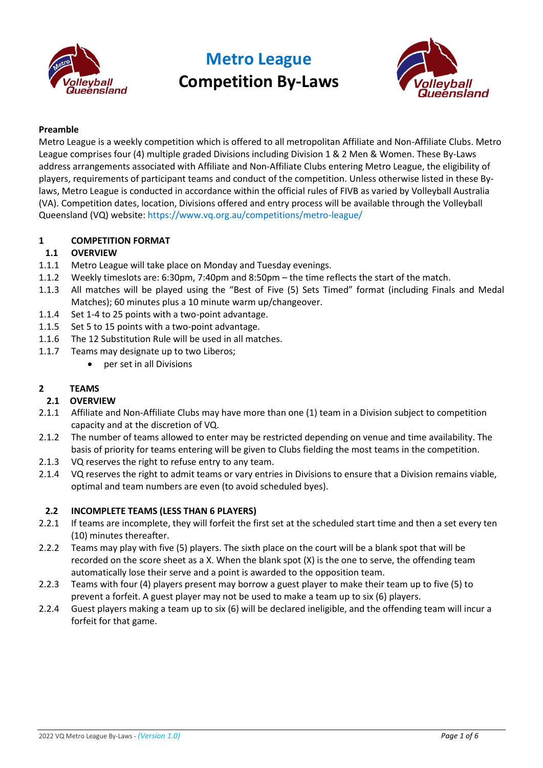# Metro League
# Competition By-Laws

**Preamble**

Metro League is a weekly competition which is offered to all metropolitan Affiliate and Non-Affiliate Clubs. Metro League comprises four (4) multiple graded Divisions including Division 1 & 2 Men & Women. These By-Laws address arrangements associated with Affiliate and Non-Affiliate Clubs entering Metro League, the eligibility of players, requirements of participant teams and conduct of the competition. Unless otherwise listed in these By-laws, Metro League is conducted in accordance within the official rules of FIVB as varied by Volleyball Australia (VA). Competition dates, location, Divisions offered and entry process will be available through the Volleyball Queensland (VQ) website: https://www.vq.org.au/competitions/metro-league/

## 1 COMPETITION FORMAT

### 1.1 OVERVIEW

1.1.1 Metro League will take place on Monday and Tuesday evenings.

1.1.2 Weekly timeslots are: 6:30pm, 7:40pm and 8:50pm – the time reflects the start of the match.

1.1.3 All matches will be played using the "Best of Five (5) Sets Timed" format (including Finals and Medal Matches); 60 minutes plus a 10 minute warm up/changeover.

1.1.4 Set 1-4 to 25 points with a two-point advantage.

1.1.5 Set 5 to 15 points with a two-point advantage.

1.1.6 The 12 Substitution Rule will be used in all matches.

1.1.7 Teams may designate up to two Liberos;

- per set in all Divisions

## 2 TEAMS

### 2.1 OVERVIEW

2.1.1 Affiliate and Non-Affiliate Clubs may have more than one (1) team in a Division subject to competition capacity and at the discretion of VQ.

2.1.2 The number of teams allowed to enter may be restricted depending on venue and time availability. The basis of priority for teams entering will be given to Clubs fielding the most teams in the competition.

2.1.3 VQ reserves the right to refuse entry to any team.

2.1.4 VQ reserves the right to admit teams or vary entries in Divisions to ensure that a Division remains viable, optimal and team numbers are even (to avoid scheduled byes).

### 2.2 INCOMPLETE TEAMS (LESS THAN 6 PLAYERS)

2.2.1 If teams are incomplete, they will forfeit the first set at the scheduled start time and then a set every ten (10) minutes thereafter.

2.2.2 Teams may play with five (5) players. The sixth place on the court will be a blank spot that will be recorded on the score sheet as a X. When the blank spot (X) is the one to serve, the offending team automatically lose their serve and a point is awarded to the opposition team.

2.2.3 Teams with four (4) players present may borrow a guest player to make their team up to five (5) to prevent a forfeit. A guest player may not be used to make a team up to six (6) players.

2.2.4 Guest players making a team up to six (6) will be declared ineligible, and the offending team will incur a forfeit for that game.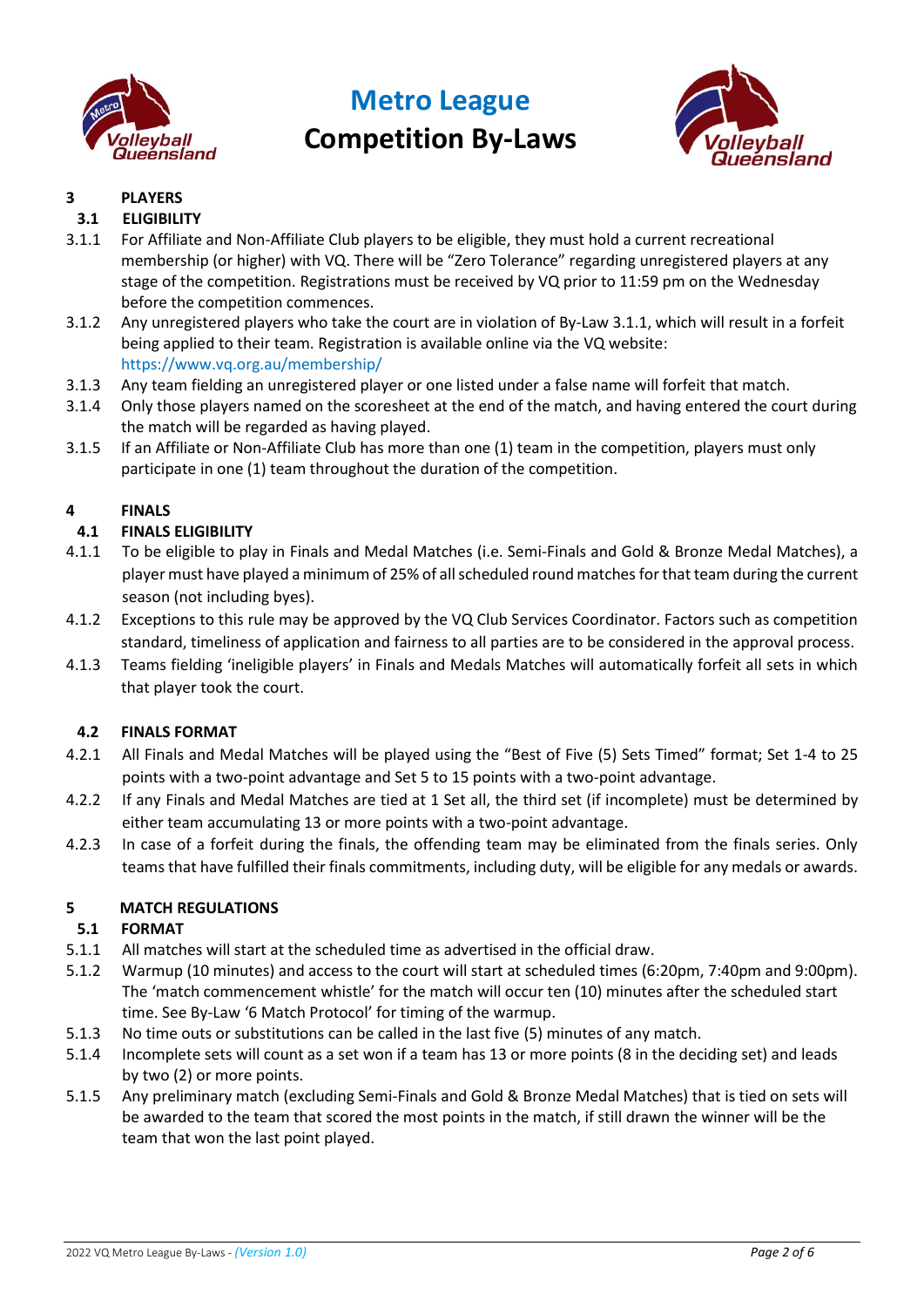## 3 PLAYERS

### 3.1 ELIGIBILITY

3.1.1 For Affiliate and Non-Affiliate Club players to be eligible, they must hold a current recreational membership (or higher) with VQ. There will be "Zero Tolerance" regarding unregistered players at any stage of the competition. Registrations must be received by VQ prior to 11:59 pm on the Wednesday before the competition commences.

3.1.2 Any unregistered players who take the court are in violation of By-Law 3.1.1, which will result in a forfeit being applied to their team. Registration is available online via the VQ website: https://www.vq.org.au/membership/

3.1.3 Any team fielding an unregistered player or one listed under a false name will forfeit that match.

3.1.4 Only those players named on the scoresheet at the end of the match, and having entered the court during the match will be regarded as having played.

3.1.5 If an Affiliate or Non-Affiliate Club has more than one (1) team in the competition, players must only participate in one (1) team throughout the duration of the competition.

## 4 FINALS

### 4.1 FINALS ELIGIBILITY

4.1.1 To be eligible to play in Finals and Medal Matches (i.e. Semi-Finals and Gold & Bronze Medal Matches), a player must have played a minimum of 25% of all scheduled round matches for that team during the current season (not including byes).

4.1.2 Exceptions to this rule may be approved by the VQ Club Services Coordinator. Factors such as competition standard, timeliness of application and fairness to all parties are to be considered in the approval process.

4.1.3 Teams fielding 'ineligible players' in Finals and Medals Matches will automatically forfeit all sets in which that player took the court.

### 4.2 FINALS FORMAT

4.2.1 All Finals and Medal Matches will be played using the "Best of Five (5) Sets Timed" format; Set 1-4 to 25 points with a two-point advantage and Set 5 to 15 points with a two-point advantage.

4.2.2 If any Finals and Medal Matches are tied at 1 Set all, the third set (if incomplete) must be determined by either team accumulating 13 or more points with a two-point advantage.

4.2.3 In case of a forfeit during the finals, the offending team may be eliminated from the finals series. Only teams that have fulfilled their finals commitments, including duty, will be eligible for any medals or awards.

## 5 MATCH REGULATIONS

### 5.1 FORMAT

5.1.1 All matches will start at the scheduled time as advertised in the official draw.

5.1.2 Warmup (10 minutes) and access to the court will start at scheduled times (6:20pm, 7:40pm and 9:00pm). The 'match commencement whistle' for the match will occur ten (10) minutes after the scheduled start time. See By-Law '6 Match Protocol' for timing of the warmup.

5.1.3 No time outs or substitutions can be called in the last five (5) minutes of any match.

5.1.4 Incomplete sets will count as a set won if a team has 13 or more points (8 in the deciding set) and leads by two (2) or more points.

5.1.5 Any preliminary match (excluding Semi-Finals and Gold & Bronze Medal Matches) that is tied on sets will be awarded to the team that scored the most points in the match, if still drawn the winner will be the team that won the last point played.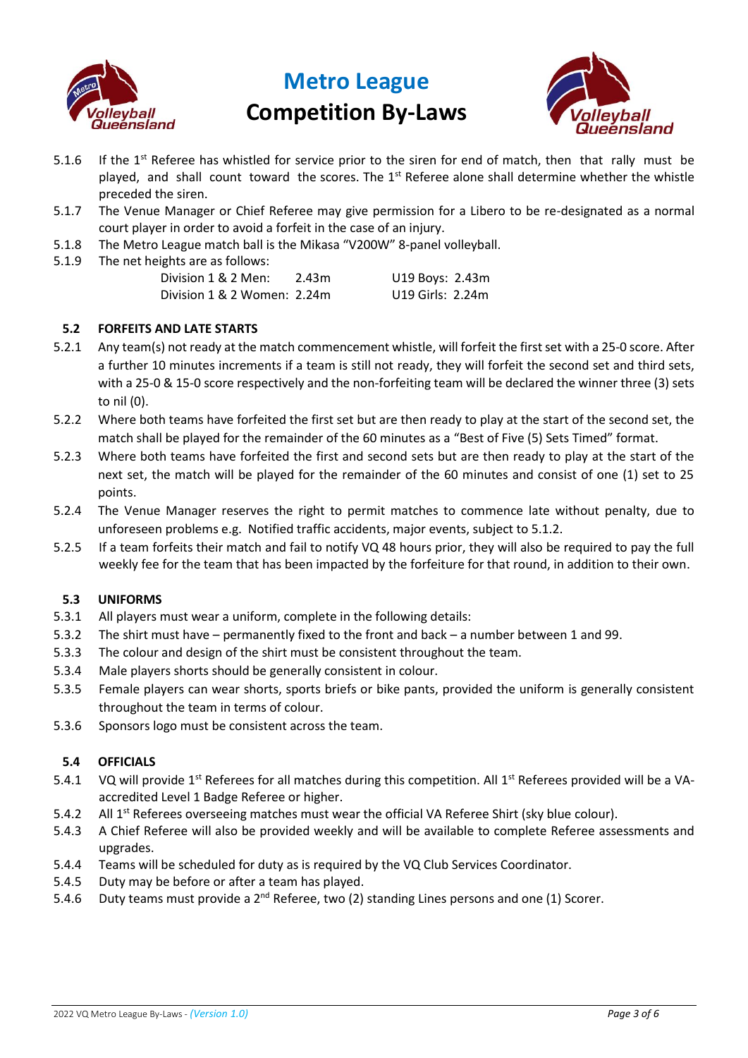5.1.6 If the 1st Referee has whistled for service prior to the siren for end of match, then that rally must be played, and shall count toward the scores. The 1st Referee alone shall determine whether the whistle preceded the siren.

5.1.7 The Venue Manager or Chief Referee may give permission for a Libero to be re-designated as a normal court player in order to avoid a forfeit in the case of an injury.

5.1.8 The Metro League match ball is the Mikasa "V200W" 8-panel volleyball.

5.1.9 The net heights are as follows:

| | |
|---|---|
| Division 1 & 2 Men: 2.43m | U19 Boys: 2.43m |
| Division 1 & 2 Women: 2.24m | U19 Girls: 2.24m |

## 5.2 FORFEITS AND LATE STARTS

5.2.1 Any team(s) not ready at the match commencement whistle, will forfeit the first set with a 25-0 score. After a further 10 minutes increments if a team is still not ready, they will forfeit the second set and third sets, with a 25-0 & 15-0 score respectively and the non-forfeiting team will be declared the winner three (3) sets to nil (0).

5.2.2 Where both teams have forfeited the first set but are then ready to play at the start of the second set, the match shall be played for the remainder of the 60 minutes as a "Best of Five (5) Sets Timed" format.

5.2.3 Where both teams have forfeited the first and second sets but are then ready to play at the start of the next set, the match will be played for the remainder of the 60 minutes and consist of one (1) set to 25 points.

5.2.4 The Venue Manager reserves the right to permit matches to commence late without penalty, due to unforeseen problems e.g. Notified traffic accidents, major events, subject to 5.1.2.

5.2.5 If a team forfeits their match and fail to notify VQ 48 hours prior, they will also be required to pay the full weekly fee for the team that has been impacted by the forfeiture for that round, in addition to their own.

## 5.3 UNIFORMS

5.3.1 All players must wear a uniform, complete in the following details:

5.3.2 The shirt must have – permanently fixed to the front and back – a number between 1 and 99.

5.3.3 The colour and design of the shirt must be consistent throughout the team.

5.3.4 Male players shorts should be generally consistent in colour.

5.3.5 Female players can wear shorts, sports briefs or bike pants, provided the uniform is generally consistent throughout the team in terms of colour.

5.3.6 Sponsors logo must be consistent across the team.

## 5.4 OFFICIALS

5.4.1 VQ will provide 1st Referees for all matches during this competition. All 1st Referees provided will be a VA-accredited Level 1 Badge Referee or higher.

5.4.2 All 1st Referees overseeing matches must wear the official VA Referee Shirt (sky blue colour).

5.4.3 A Chief Referee will also be provided weekly and will be available to complete Referee assessments and upgrades.

5.4.4 Teams will be scheduled for duty as is required by the VQ Club Services Coordinator.

5.4.5 Duty may be before or after a team has played.

5.4.6 Duty teams must provide a 2nd Referee, two (2) standing Lines persons and one (1) Scorer.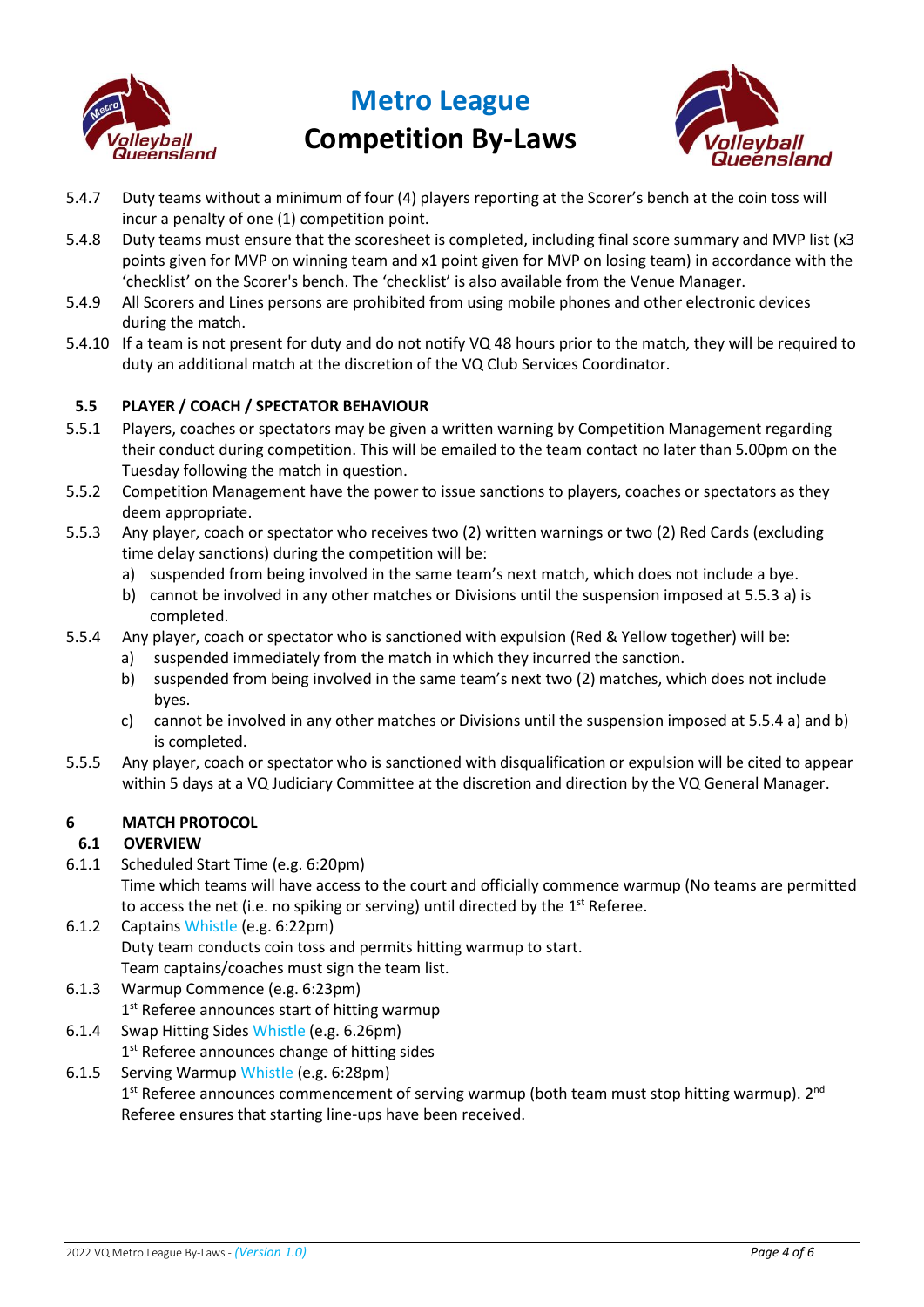5.4.7 Duty teams without a minimum of four (4) players reporting at the Scorer's bench at the coin toss will incur a penalty of one (1) competition point.

5.4.8 Duty teams must ensure that the scoresheet is completed, including final score summary and MVP list (x3 points given for MVP on winning team and x1 point given for MVP on losing team) in accordance with the 'checklist' on the Scorer's bench. The 'checklist' is also available from the Venue Manager.

5.4.9 All Scorers and Lines persons are prohibited from using mobile phones and other electronic devices during the match.

5.4.10 If a team is not present for duty and do not notify VQ 48 hours prior to the match, they will be required to duty an additional match at the discretion of the VQ Club Services Coordinator.

### 5.5 PLAYER / COACH / SPECTATOR BEHAVIOUR

5.5.1 Players, coaches or spectators may be given a written warning by Competition Management regarding their conduct during competition. This will be emailed to the team contact no later than 5.00pm on the Tuesday following the match in question.

5.5.2 Competition Management have the power to issue sanctions to players, coaches or spectators as they deem appropriate.

5.5.3 Any player, coach or spectator who receives two (2) written warnings or two (2) Red Cards (excluding time delay sanctions) during the competition will be:

a) suspended from being involved in the same team's next match, which does not include a bye.
b) cannot be involved in any other matches or Divisions until the suspension imposed at 5.5.3 a) is completed.

5.5.4 Any player, coach or spectator who is sanctioned with expulsion (Red & Yellow together) will be:

a) suspended immediately from the match in which they incurred the sanction.
b) suspended from being involved in the same team's next two (2) matches, which does not include byes.
c) cannot be involved in any other matches or Divisions until the suspension imposed at 5.5.4 a) and b) is completed.

5.5.5 Any player, coach or spectator who is sanctioned with disqualification or expulsion will be cited to appear within 5 days at a VQ Judiciary Committee at the discretion and direction by the VQ General Manager.

## 6 MATCH PROTOCOL

### 6.1 OVERVIEW

6.1.1 Scheduled Start Time (e.g. 6:20pm)
Time which teams will have access to the court and officially commence warmup (No teams are permitted to access the net (i.e. no spiking or serving) until directed by the 1st Referee.

6.1.2 Captains Whistle (e.g. 6:22pm)
Duty team conducts coin toss and permits hitting warmup to start.
Team captains/coaches must sign the team list.

6.1.3 Warmup Commence (e.g. 6:23pm)
1st Referee announces start of hitting warmup

6.1.4 Swap Hitting Sides Whistle (e.g. 6.26pm)
1st Referee announces change of hitting sides

6.1.5 Serving Warmup Whistle (e.g. 6:28pm)
1st Referee announces commencement of serving warmup (both team must stop hitting warmup). 2nd Referee ensures that starting line-ups have been received.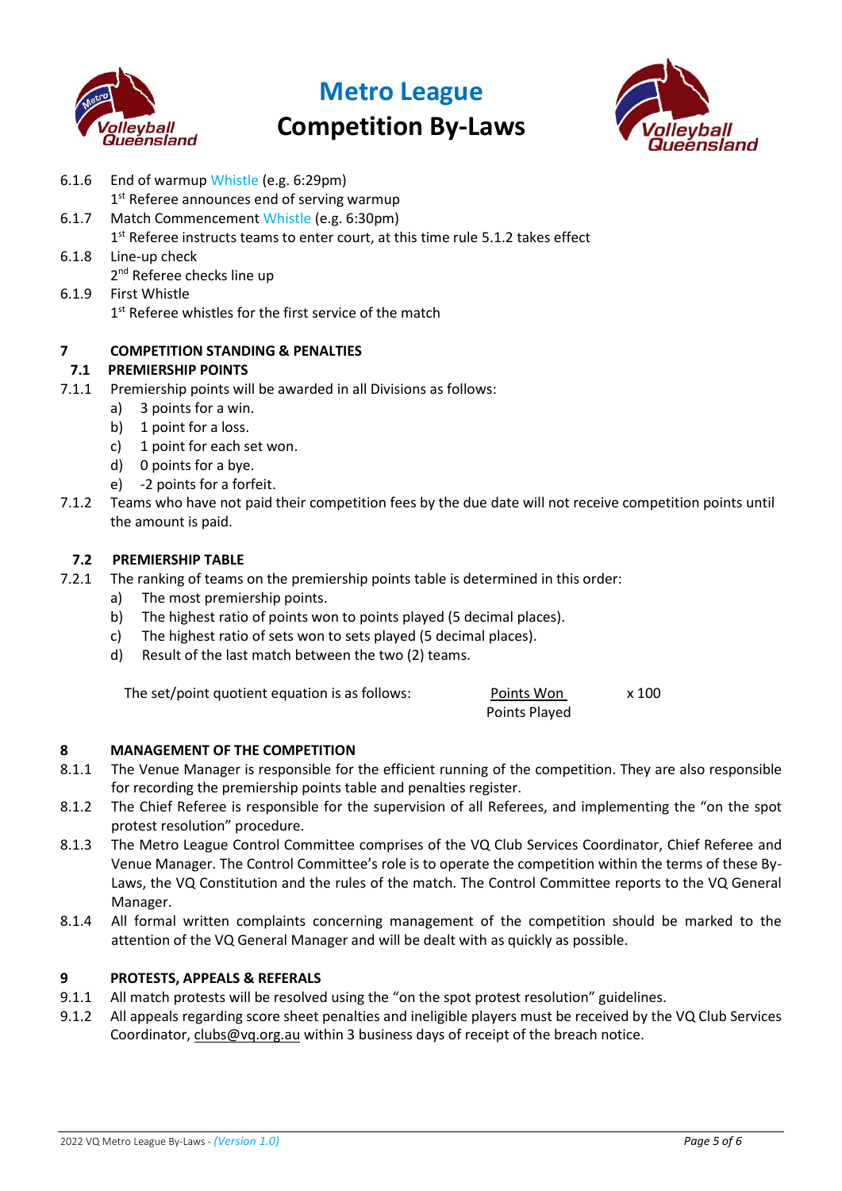- 6.1.6 End of warmup Whistle (e.g. 6:29pm)
  1st Referee announces end of serving warmup
- 6.1.7 Match Commencement Whistle (e.g. 6:30pm)
  1st Referee instructs teams to enter court, at this time rule 5.1.2 takes effect
- 6.1.8 Line-up check
  2nd Referee checks line up
- 6.1.9 First Whistle
  1st Referee whistles for the first service of the match

## 7 COMPETITION STANDING & PENALTIES

### 7.1 PREMIERSHIP POINTS

7.1.1 Premiership points will be awarded in all Divisions as follows:

- a) 3 points for a win.
- b) 1 point for a loss.
- c) 1 point for each set won.
- d) 0 points for a bye.
- e) -2 points for a forfeit.

7.1.2 Teams who have not paid their competition fees by the due date will not receive competition points until the amount is paid.

### 7.2 PREMIERSHIP TABLE

7.2.1 The ranking of teams on the premiership points table is determined in this order:

- a) The most premiership points.
- b) The highest ratio of points won to points played (5 decimal places).
- c) The highest ratio of sets won to sets played (5 decimal places).
- d) Result of the last match between the two (2) teams.

The set/point quotient equation is as follows:

$$\frac{\text{Points Won}}{\text{Points Played}} \times 100$$

## 8 MANAGEMENT OF THE COMPETITION

8.1.1 The Venue Manager is responsible for the efficient running of the competition. They are also responsible for recording the premiership points table and penalties register.

8.1.2 The Chief Referee is responsible for the supervision of all Referees, and implementing the "on the spot protest resolution" procedure.

8.1.3 The Metro League Control Committee comprises of the VQ Club Services Coordinator, Chief Referee and Venue Manager. The Control Committee's role is to operate the competition within the terms of these By-Laws, the VQ Constitution and the rules of the match. The Control Committee reports to the VQ General Manager.

8.1.4 All formal written complaints concerning management of the competition should be marked to the attention of the VQ General Manager and will be dealt with as quickly as possible.

## 9 PROTESTS, APPEALS & REFERALS

9.1.1 All match protests will be resolved using the "on the spot protest resolution" guidelines.

9.1.2 All appeals regarding score sheet penalties and ineligible players must be received by the VQ Club Services Coordinator, clubs@vq.org.au within 3 business days of receipt of the breach notice.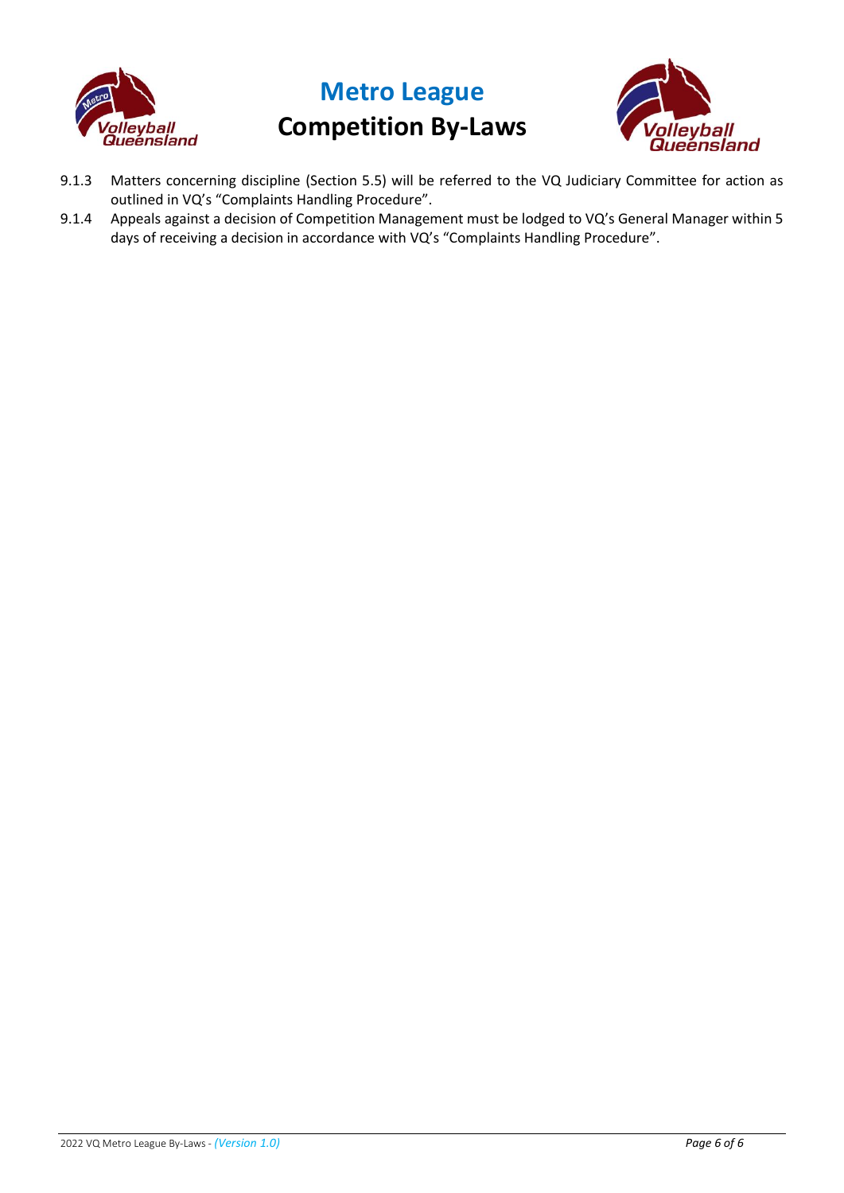9.1.3 Matters concerning discipline (Section 5.5) will be referred to the VQ Judiciary Committee for action as outlined in VQ's "Complaints Handling Procedure".

9.1.4 Appeals against a decision of Competition Management must be lodged to VQ's General Manager within 5 days of receiving a decision in accordance with VQ's "Complaints Handling Procedure".